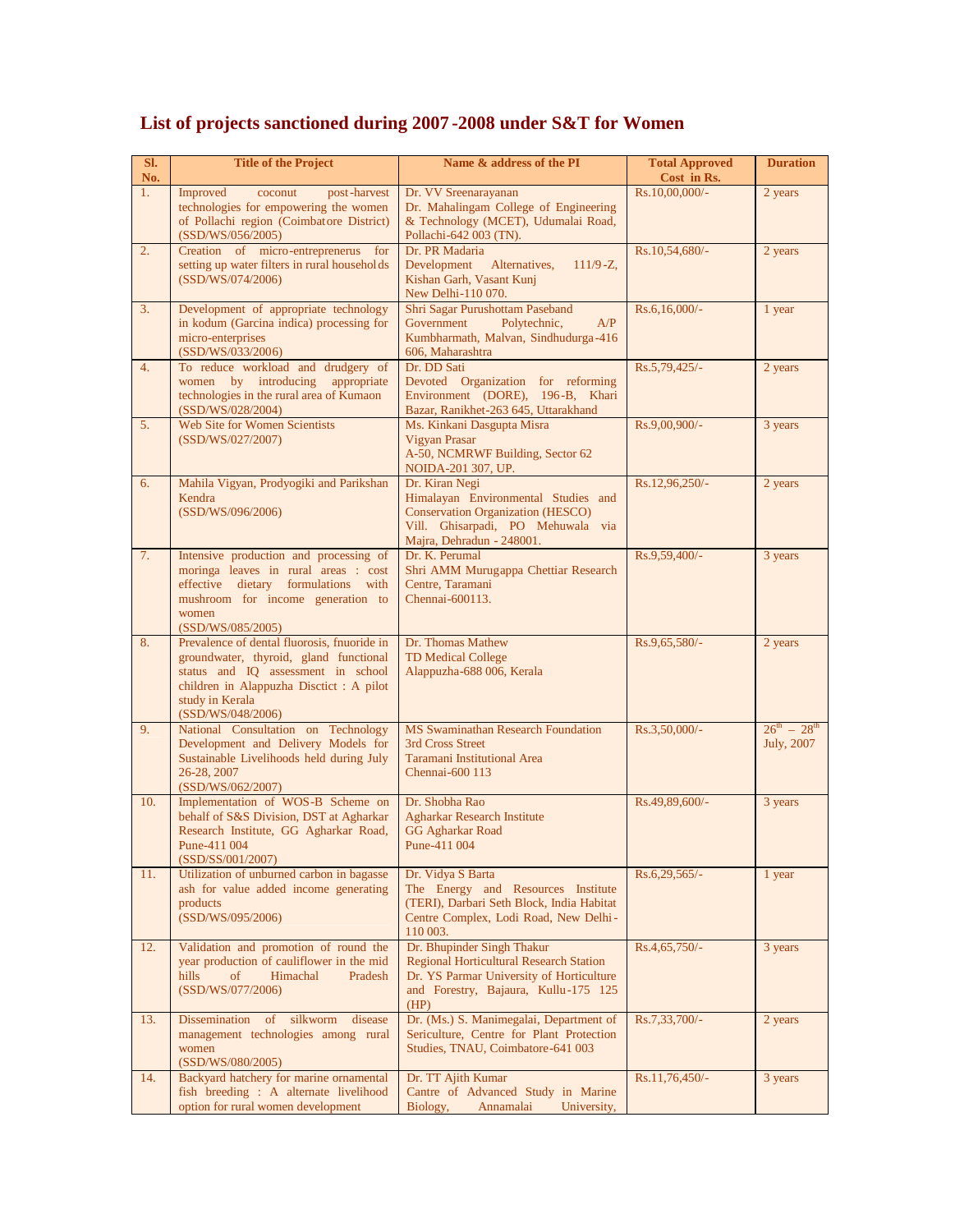# List of projects sanctioned during 2007-2008 under S&T for Women

| Sl. No. | Title of the Project | Name & address of the PI | Total Approved Cost in Rs. | Duration |
|---|---|---|---|---|
| 1. | Improved coconut post-harvest technologies for empowering the women of Pollachi region (Coimbatore District) (SSD/WS/056/2005) | Dr. VV Sreenarayanan Dr. Mahalingam College of Engineering & Technology (MCET), Udumalai Road, Pollachi-642 003 (TN). | Rs.10,00,000/- | 2 years |
| 2. | Creation of micro-entreprenerus for setting up water filters in rural households (SSD/WS/074/2006) | Dr. PR Madaria Development Alternatives, 111/9-Z, Kishan Garh, Vasant Kunj New Delhi-110 070. | Rs.10,54,680/- | 2 years |
| 3. | Development of appropriate technology in kodum (Garcina indica) processing for micro-enterprises (SSD/WS/033/2006) | Shri Sagar Purushottam Paseband Government Polytechnic, A/P Kumbharmath, Malvan, Sindhudurga-416 606, Maharashtra | Rs.6,16,000/- | 1 year |
| 4. | To reduce workload and drudgery of women by introducing appropriate technologies in the rural area of Kumaon (SSD/WS/028/2004) | Dr. DD Sati Devoted Organization for reforming Environment (DORE), 196-B, Khari Bazar, Ranikhet-263 645, Uttarakhand | Rs.5,79,425/- | 2 years |
| 5. | Web Site for Women Scientists (SSD/WS/027/2007) | Ms. Kinkani Dasgupta Misra Vigyan Prasar A-50, NCMRWF Building, Sector 62 NOIDA-201 307, UP. | Rs.9,00,900/- | 3 years |
| 6. | Mahila Vigyan, Prodyogiki and Parikshan Kendra (SSD/WS/096/2006) | Dr. Kiran Negi Himalayan Environmental Studies and Conservation Organization (HESCO) Vill. Ghisarpadi, PO Mehuwala via Majra, Dehradun - 248001. | Rs.12,96,250/- | 2 years |
| 7. | Intensive production and processing of moringa leaves in rural areas : cost effective dietary formulations with mushroom for income generation to women (SSD/WS/085/2005) | Dr. K. Perumal Shri AMM Murugappa Chettiar Research Centre, Taramani Chennai-600113. | Rs.9,59,400/- | 3 years |
| 8. | Prevalence of dental fluorosis, fnuoride in groundwater, thyroid, gland functional status and IQ assessment in school children in Alappuzha Disctict : A pilot study in Kerala (SSD/WS/048/2006) | Dr. Thomas Mathew TD Medical College Alappuzha-688 006, Kerala | Rs.9,65,580/- | 2 years |
| 9. | National Consultation on Technology Development and Delivery Models for Sustainable Livelihoods held during July 26-28, 2007 (SSD/WS/062/2007) | MS Swaminathan Research Foundation 3rd Cross Street Taramani Institutional Area Chennai-600 113 | Rs.3,50,000/- | 26th – 28th July, 2007 |
| 10. | Implementation of WOS-B Scheme on behalf of S&S Division, DST at Agharkar Research Institute, GG Agharkar Road, Pune-411 004 (SSD/SS/001/2007) | Dr. Shobha Rao Agharkar Research Institute GG Agharkar Road Pune-411 004 | Rs.49,89,600/- | 3 years |
| 11. | Utilization of unburned carbon in bagasse ash for value added income generating products (SSD/WS/095/2006) | Dr. Vidya S Barta The Energy and Resources Institute (TERI), Darbari Seth Block, India Habitat Centre Complex, Lodi Road, New Delhi-110 003. | Rs.6,29,565/- | 1 year |
| 12. | Validation and promotion of round the year production of cauliflower in the mid hills of Himachal Pradesh (SSD/WS/077/2006) | Dr. Bhupinder Singh Thakur Regional Horticultural Research Station Dr. YS Parmar University of Horticulture and Forestry, Bajaura, Kullu-175 125 (HP) | Rs.4,65,750/- | 3 years |
| 13. | Dissemination of silkworm disease management technologies among rural women (SSD/WS/080/2005) | Dr. (Ms.) S. Manimegalai, Department of Sericulture, Centre for Plant Protection Studies, TNAU, Coimbatore-641 003 | Rs.7,33,700/- | 2 years |
| 14. | Backyard hatchery for marine ornamental fish breeding : A alternate livelihood option for rural women development | Dr. TT Ajith Kumar Cantre of Advanced Study in Marine Biology, Annamalai University, | Rs.11,76,450/- | 3 years |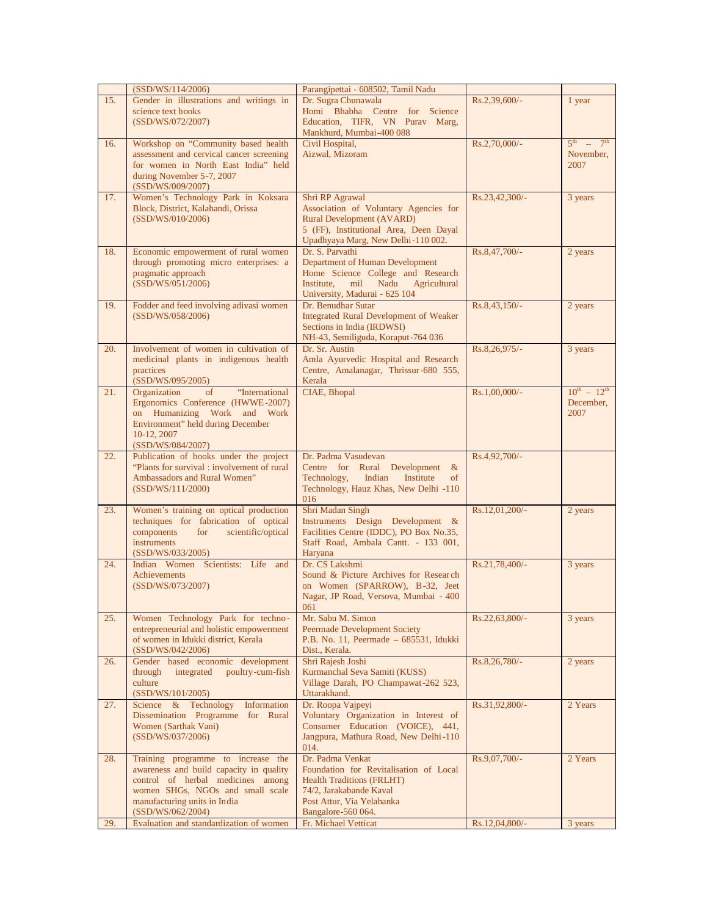| | | | | |
|---|---|---|---|---|
| | (SSD/WS/114/2006) | Parangipettai - 608502, Tamil Nadu | | |
| 15. | Gender in illustrations and writings in science text books (SSD/WS/072/2007) | Dr. Sugra Chunawala Homi Bhabha Centre for Science Education, TIFR, VN Purav Marg, Mankhurd, Mumbai-400 088 | Rs.2,39,600/- | 1 year |
| 16. | Workshop on "Community based health assessment and cervical cancer screening for women in North East India" held during November 5-7, 2007 (SSD/WS/009/2007) | Civil Hospital, Aizwal, Mizoram | Rs.2,70,000/- | 5th – 7th November, 2007 |
| 17. | Women's Technology Park in Koksara Block, District, Kalahandi, Orissa (SSD/WS/010/2006) | Shri RP Agrawal Association of Voluntary Agencies for Rural Development (AVARD) 5 (FF), Institutional Area, Deen Dayal Upadhyaya Marg, New Delhi-110 002. | Rs.23,42,300/- | 3 years |
| 18. | Economic empowerment of rural women through promoting micro enterprises: a pragmatic approach (SSD/WS/051/2006) | Dr. S. Parvathi Department of Human Development Home Science College and Research Institute, mil Nadu Agricultural University, Madurai - 625 104 | Rs.8,47,700/- | 2 years |
| 19. | Fodder and feed involving adivasi women (SSD/WS/058/2006) | Dr. Benudhar Sutar Integrated Rural Development of Weaker Sections in India (IRDWSI) NH-43, Semiliguda, Koraput-764 036 | Rs.8,43,150/- | 2 years |
| 20. | Involvement of women in cultivation of medicinal plants in indigenous health practices (SSD/WS/095/2005) | Dr. Sr. Austin Amla Ayurvedic Hospital and Research Centre, Amalanagar, Thrissur-680 555, Kerala | Rs.8,26,975/- | 3 years |
| 21. | Organization of "International Ergonomics Conference (HWWE-2007) on Humanizing Work and Work Environment" held during December 10-12, 2007 (SSD/WS/084/2007) | CIAE, Bhopal | Rs.1,00,000/- | 10th – 12th December, 2007 |
| 22. | Publication of books under the project "Plants for survival : involvement of rural Ambassadors and Rural Women" (SSD/WS/111/2000) | Dr. Padma Vasudevan Centre for Rural Development & Technology, Indian Institute of Technology, Hauz Khas, New Delhi -110 016 | Rs.4,92,700/- | |
| 23. | Women's training on optical production techniques for fabrication of optical components for scientific/optical instruments (SSD/WS/033/2005) | Shri Madan Singh Instruments Design Development & Facilities Centre (IDDC), PO Box No.35, Staff Road, Ambala Cantt. - 133 001, Haryana | Rs.12,01,200/- | 2 years |
| 24. | Indian Women Scientists: Life and Achievements (SSD/WS/073/2007) | Dr. CS Lakshmi Sound & Picture Archives for Research on Women (SPARROW), B-32, Jeet Nagar, JP Road, Versova, Mumbai - 400 061 | Rs.21,78,400/- | 3 years |
| 25. | Women Technology Park for techno-entrepreneurial and holistic empowerment of women in Idukki district, Kerala (SSD/WS/042/2006) | Mr. Sabu M. Simon Peermade Development Society P.B. No. 11, Peermade – 685531, Idukki Dist., Kerala. | Rs.22,63,800/- | 3 years |
| 26. | Gender based economic development through integrated poultry-cum-fish culture (SSD/WS/101/2005) | Shri Rajesh Joshi Kurmanchal Seva Samiti (KUSS) Village Darah, PO Champawat-262 523, Uttarakhand. | Rs.8,26,780/- | 2 years |
| 27. | Science & Technology Information Dissemination Programme for Rural Women (Sarthak Vani) (SSD/WS/037/2006) | Dr. Roopa Vajpeyi Voluntary Organization in Interest of Consumer Education (VOICE), 441, Jangpura, Mathura Road, New Delhi-110 014. | Rs.31,92,800/- | 2 Years |
| 28. | Training programme to increase the awareness and build capacity in quality control of herbal medicines among women SHGs, NGOs and small scale manufacturing units in India (SSD/WS/062/2004) | Dr. Padma Venkat Foundation for Revitalisation of Local Health Traditions (FRLHT) 74/2, Jarakabande Kaval Post Attur, Via Yelahanka Bangalore-560 064. | Rs.9,07,700/- | 2 Years |
| 29. | Evaluation and standardization of women | Fr. Michael Vetticat | Rs.12,04,800/- | 3 years |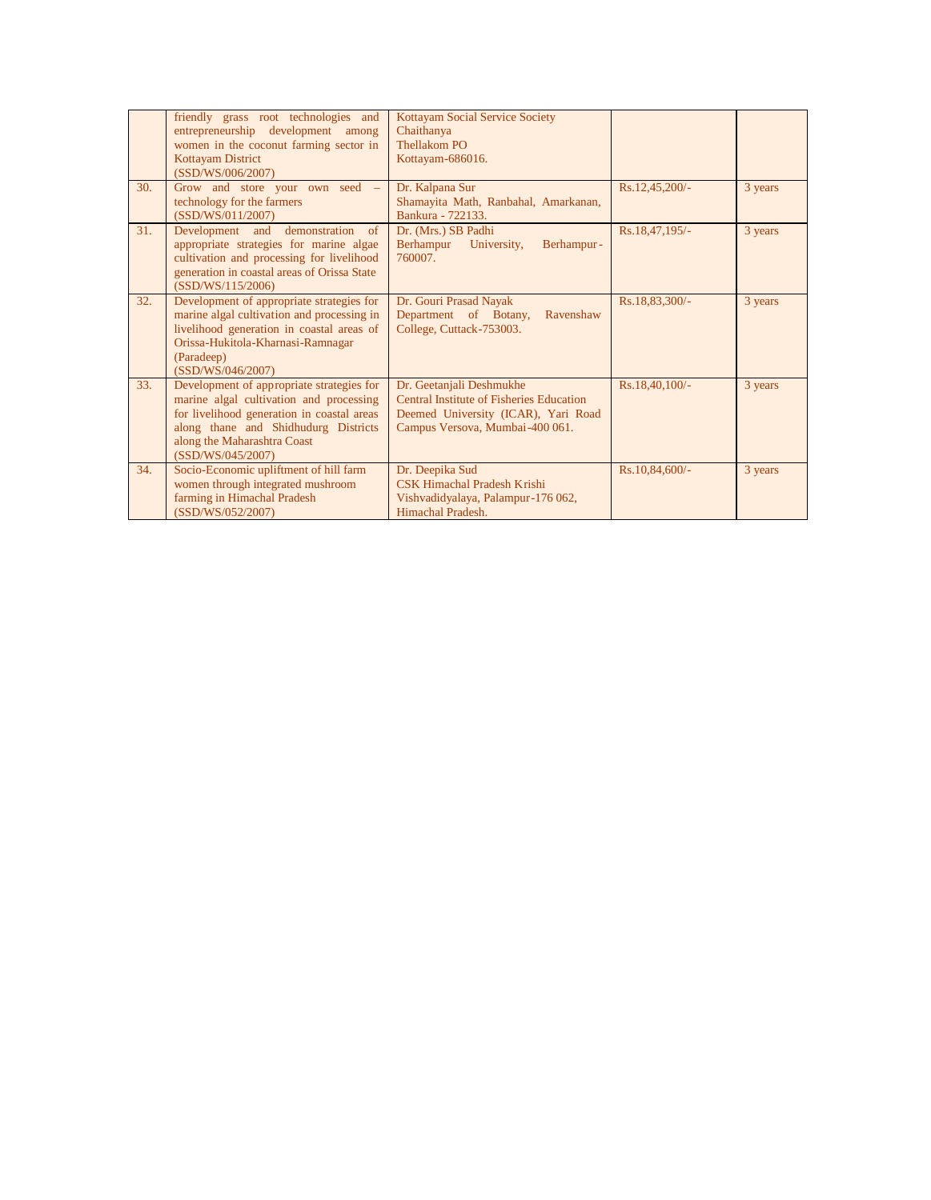| | | | | |
|---|---|---|---|---|
| | friendly grass root technologies and entrepreneurship development among women in the coconut farming sector in Kottayam District (SSD/WS/006/2007) | Kottayam Social Service Society Chaithanya Thellakom PO Kottayam-686016. | | |
| 30. | Grow and store your own seed – technology for the farmers (SSD/WS/011/2007) | Dr. Kalpana Sur Shamayita Math, Ranbahal, Amarkanan, Bankura - 722133. | Rs.12,45,200/- | 3 years |
| 31. | Development and demonstration of appropriate strategies for marine algae cultivation and processing for livelihood generation in coastal areas of Orissa State (SSD/WS/115/2006) | Dr. (Mrs.) SB Padhi Berhampur University, Berhampur-760007. | Rs.18,47,195/- | 3 years |
| 32. | Development of appropriate strategies for marine algal cultivation and processing in livelihood generation in coastal areas of Orissa-Hukitola-Kharnasi-Ramnagar (Paradeep) (SSD/WS/046/2007) | Dr. Gouri Prasad Nayak Department of Botany, Ravenshaw College, Cuttack-753003. | Rs.18,83,300/- | 3 years |
| 33. | Development of appropriate strategies for marine algal cultivation and processing for livelihood generation in coastal areas along thane and Shidhudurg Districts along the Maharashtra Coast (SSD/WS/045/2007) | Dr. Geetanjali Deshmukhe Central Institute of Fisheries Education Deemed University (ICAR), Yari Road Campus Versova, Mumbai-400 061. | Rs.18,40,100/- | 3 years |
| 34. | Socio-Economic upliftment of hill farm women through integrated mushroom farming in Himachal Pradesh (SSD/WS/052/2007) | Dr. Deepika Sud CSK Himachal Pradesh Krishi Vishvadidyalaya, Palampur-176 062, Himachal Pradesh. | Rs.10,84,600/- | 3 years |